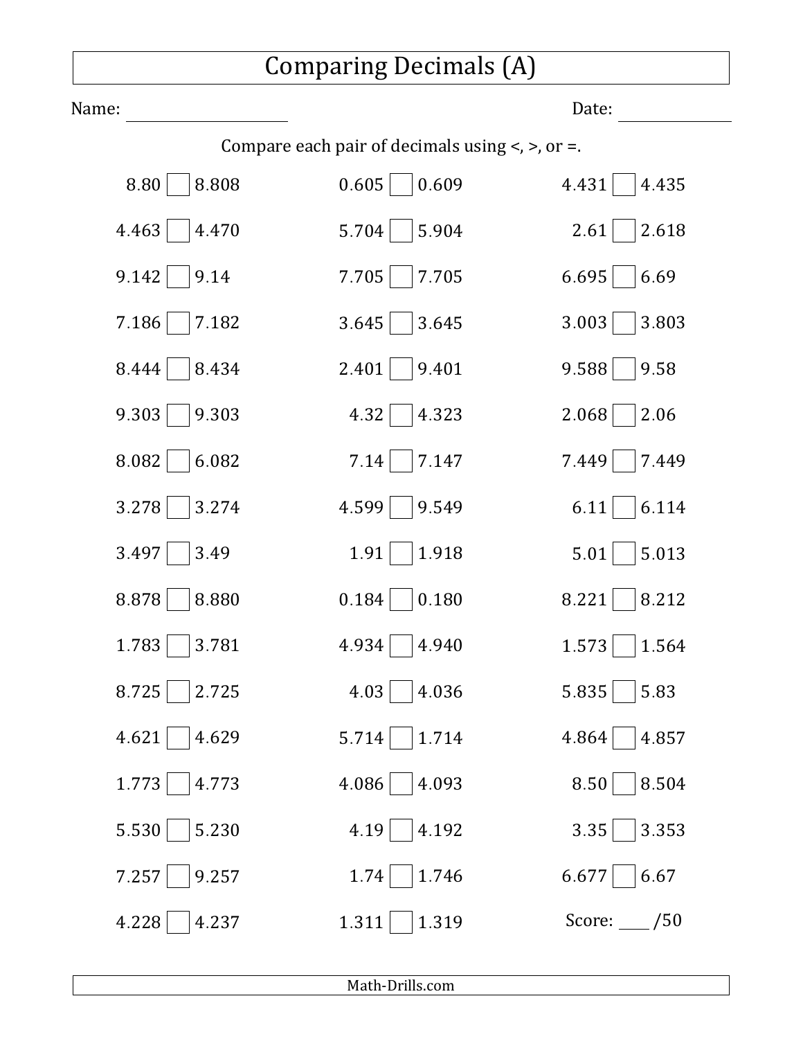# Comparing Decimals (A)

Name: ____________________ Date: ______________

Compare each pair of decimals using <, >, or =.

| | | |
|---|---|---|
| 8.80 ☐ 8.808 | 0.605 ☐ 0.609 | 4.431 ☐ 4.435 |
| 4.463 ☐ 4.470 | 5.704 ☐ 5.904 | 2.61 ☐ 2.618 |
| 9.142 ☐ 9.14 | 7.705 ☐ 7.705 | 6.695 ☐ 6.69 |
| 7.186 ☐ 7.182 | 3.645 ☐ 3.645 | 3.003 ☐ 3.803 |
| 8.444 ☐ 8.434 | 2.401 ☐ 9.401 | 9.588 ☐ 9.58 |
| 9.303 ☐ 9.303 | 4.32 ☐ 4.323 | 2.068 ☐ 2.06 |
| 8.082 ☐ 6.082 | 7.14 ☐ 7.147 | 7.449 ☐ 7.449 |
| 3.278 ☐ 3.274 | 4.599 ☐ 9.549 | 6.11 ☐ 6.114 |
| 3.497 ☐ 3.49 | 1.91 ☐ 1.918 | 5.01 ☐ 5.013 |
| 8.878 ☐ 8.880 | 0.184 ☐ 0.180 | 8.221 ☐ 8.212 |
| 1.783 ☐ 3.781 | 4.934 ☐ 4.940 | 1.573 ☐ 1.564 |
| 8.725 ☐ 2.725 | 4.03 ☐ 4.036 | 5.835 ☐ 5.83 |
| 4.621 ☐ 4.629 | 5.714 ☐ 1.714 | 4.864 ☐ 4.857 |
| 1.773 ☐ 4.773 | 4.086 ☐ 4.093 | 8.50 ☐ 8.504 |
| 5.530 ☐ 5.230 | 4.19 ☐ 4.192 | 3.35 ☐ 3.353 |
| 7.257 ☐ 9.257 | 1.74 ☐ 1.746 | 6.677 ☐ 6.67 |
| 4.228 ☐ 4.237 | 1.311 ☐ 1.319 | Score: ____ /50 |

Math-Drills.com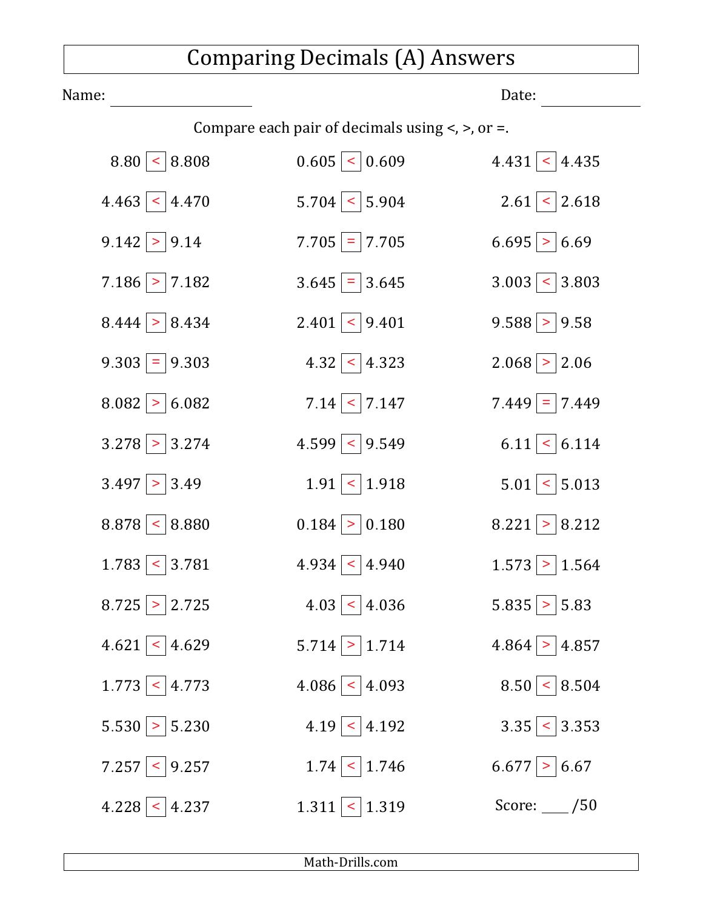# Comparing Decimals (A) Answers

Name: ____________________ Date: ______________

Compare each pair of decimals using <, >, or =.

| | | |
|---|---|---|
| 8.80 < 8.808 | 0.605 < 0.609 | 4.431 < 4.435 |
| 4.463 < 4.470 | 5.704 < 5.904 | 2.61 < 2.618 |
| 9.142 > 9.14 | 7.705 = 7.705 | 6.695 > 6.69 |
| 7.186 > 7.182 | 3.645 = 3.645 | 3.003 < 3.803 |
| 8.444 > 8.434 | 2.401 < 9.401 | 9.588 > 9.58 |
| 9.303 = 9.303 | 4.32 < 4.323 | 2.068 > 2.06 |
| 8.082 > 6.082 | 7.14 < 7.147 | 7.449 = 7.449 |
| 3.278 > 3.274 | 4.599 < 9.549 | 6.11 < 6.114 |
| 3.497 > 3.49 | 1.91 < 1.918 | 5.01 < 5.013 |
| 8.878 < 8.880 | 0.184 > 0.180 | 8.221 > 8.212 |
| 1.783 < 3.781 | 4.934 < 4.940 | 1.573 > 1.564 |
| 8.725 > 2.725 | 4.03 < 4.036 | 5.835 > 5.83 |
| 4.621 < 4.629 | 5.714 > 1.714 | 4.864 > 4.857 |
| 1.773 < 4.773 | 4.086 < 4.093 | 8.50 < 8.504 |
| 5.530 > 5.230 | 4.19 < 4.192 | 3.35 < 3.353 |
| 7.257 < 9.257 | 1.74 < 1.746 | 6.677 > 6.67 |
| 4.228 < 4.237 | 1.311 < 1.319 | Score: ____ /50 |

Math-Drills.com